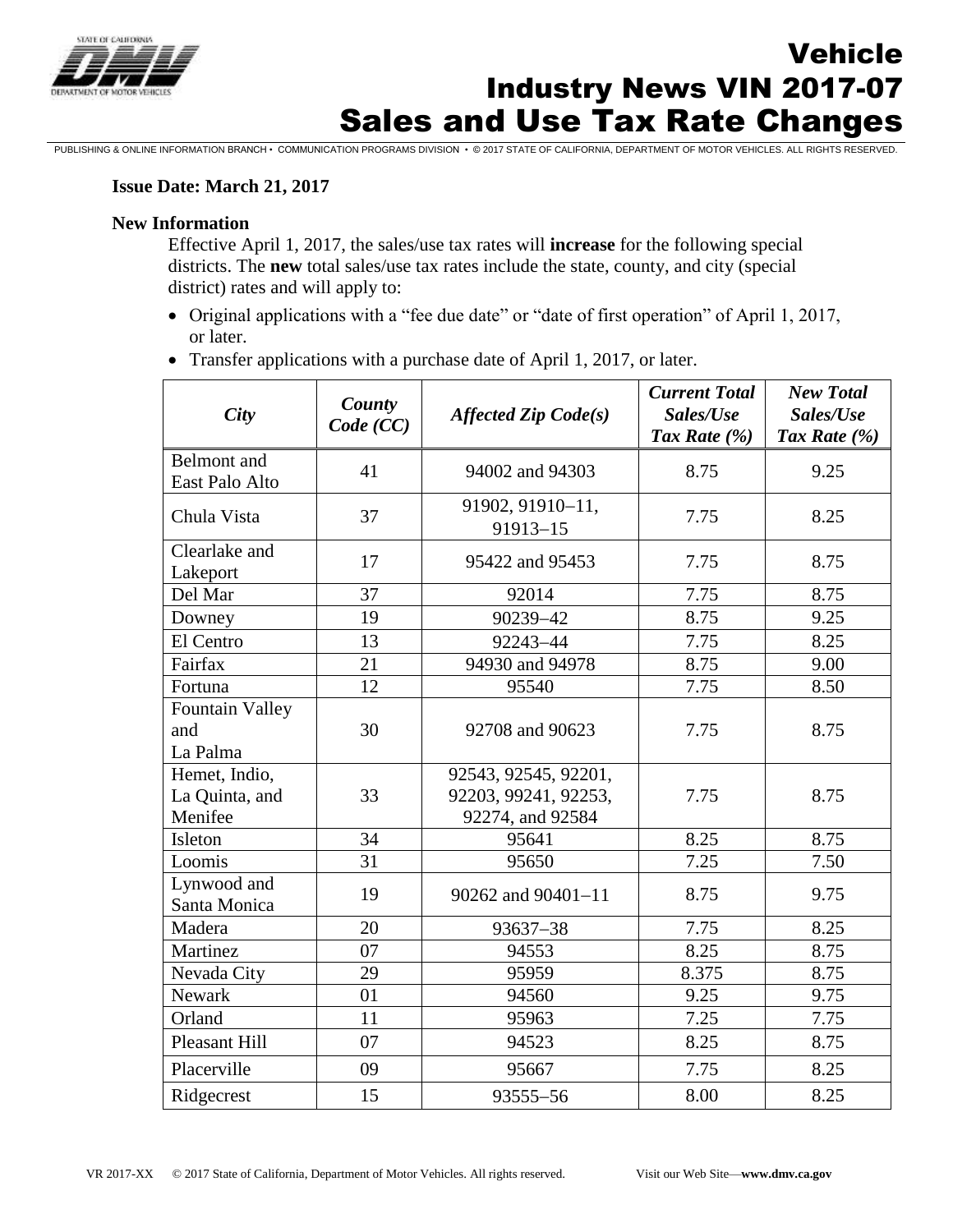# Vehicle Industry News VIN 2017-07 Sales and Use Tax Rate Changes

PUBLISHING & ONLINE INFORMATION BRANCH • COMMUNICATION PROGRAMS DIVISION • © 2017 STATE OF CALIFORNIA, DEPARTMENT OF MOTOR VEHICLES. ALL RIGHTS RESERVED.

**Issue Date: March 21, 2017**

**New Information**

Effective April 1, 2017, the sales/use tax rates will **increase** for the following special districts. The **new** total sales/use tax rates include the state, county, and city (special district) rates and will apply to:

- Original applications with a "fee due date" or "date of first operation" of April 1, 2017, or later.
- Transfer applications with a purchase date of April 1, 2017, or later.

| *City* | *County Code (CC)* | *Affected Zip Code(s)* | *Current Total Sales/Use Tax Rate (%)* | *New Total Sales/Use Tax Rate (%)* |
|---|---|---|---|---|
| Belmont and East Palo Alto | 41 | 94002 and 94303 | 8.75 | 9.25 |
| Chula Vista | 37 | 91902, 91910–11, 91913–15 | 7.75 | 8.25 |
| Clearlake and Lakeport | 17 | 95422 and 95453 | 7.75 | 8.75 |
| Del Mar | 37 | 92014 | 7.75 | 8.75 |
| Downey | 19 | 90239–42 | 8.75 | 9.25 |
| El Centro | 13 | 92243–44 | 7.75 | 8.25 |
| Fairfax | 21 | 94930 and 94978 | 8.75 | 9.00 |
| Fortuna | 12 | 95540 | 7.75 | 8.50 |
| Fountain Valley and La Palma | 30 | 92708 and 90623 | 7.75 | 8.75 |
| Hemet, Indio, La Quinta, and Menifee | 33 | 92543, 92545, 92201, 92203, 99241, 92253, 92274, and 92584 | 7.75 | 8.75 |
| Isleton | 34 | 95641 | 8.25 | 8.75 |
| Loomis | 31 | 95650 | 7.25 | 7.50 |
| Lynwood and Santa Monica | 19 | 90262 and 90401–11 | 8.75 | 9.75 |
| Madera | 20 | 93637–38 | 7.75 | 8.25 |
| Martinez | 07 | 94553 | 8.25 | 8.75 |
| Nevada City | 29 | 95959 | 8.375 | 8.75 |
| Newark | 01 | 94560 | 9.25 | 9.75 |
| Orland | 11 | 95963 | 7.25 | 7.75 |
| Pleasant Hill | 07 | 94523 | 8.25 | 8.75 |
| Placerville | 09 | 95667 | 7.75 | 8.25 |
| Ridgecrest | 15 | 93555–56 | 8.00 | 8.25 |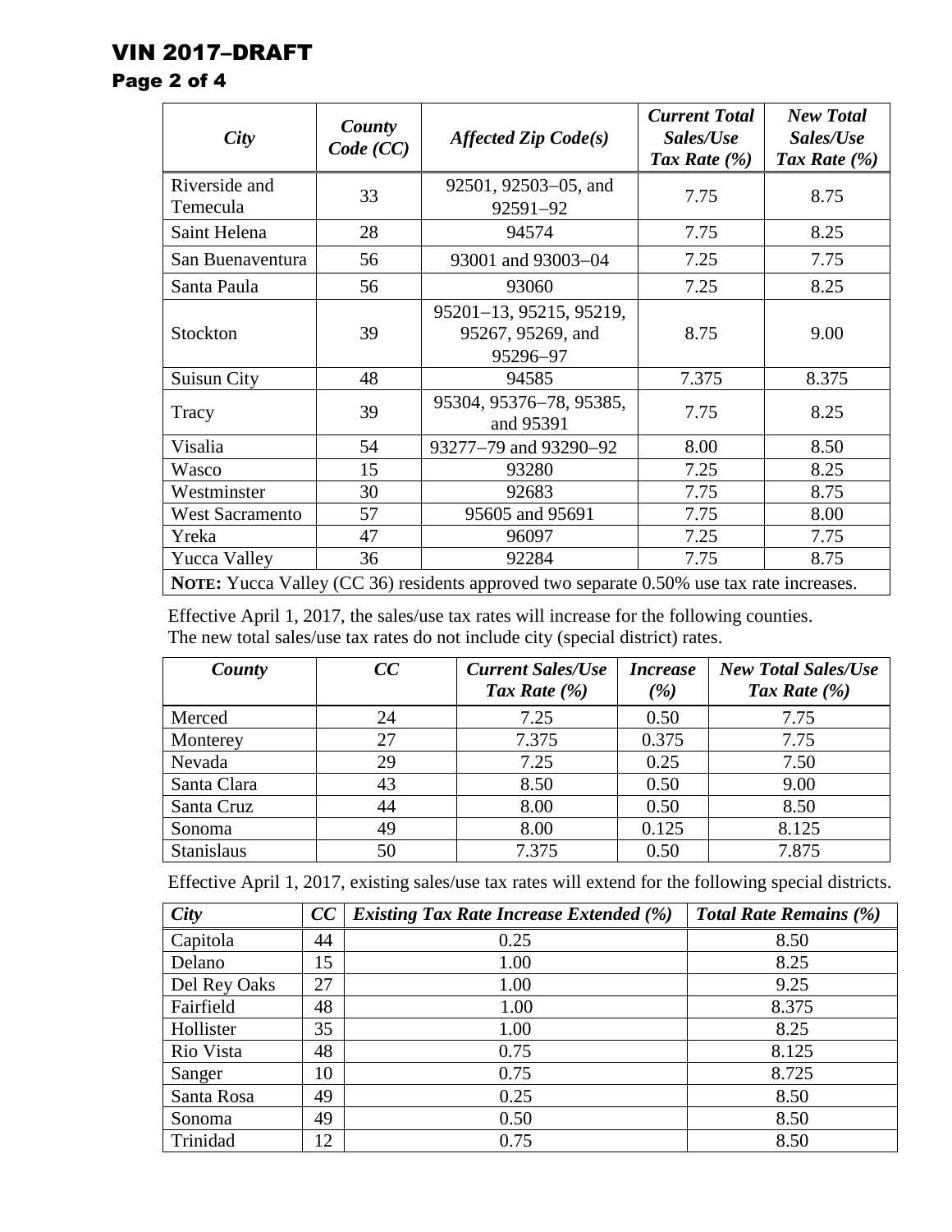| *City* | *County Code (CC)* | *Affected Zip Code(s)* | *Current Total Sales/Use Tax Rate (%)* | *New Total Sales/Use Tax Rate (%)* |
|---|---|---|---|---|
| Riverside and Temecula | 33 | 92501, 92503–05, and 92591–92 | 7.75 | 8.75 |
| Saint Helena | 28 | 94574 | 7.75 | 8.25 |
| San Buenaventura | 56 | 93001 and 93003–04 | 7.25 | 7.75 |
| Santa Paula | 56 | 93060 | 7.25 | 8.25 |
| Stockton | 39 | 95201–13, 95215, 95219, 95267, 95269, and 95296–97 | 8.75 | 9.00 |
| Suisun City | 48 | 94585 | 7.375 | 8.375 |
| Tracy | 39 | 95304, 95376–78, 95385, and 95391 | 7.75 | 8.25 |
| Visalia | 54 | 93277–79 and 93290–92 | 8.00 | 8.50 |
| Wasco | 15 | 93280 | 7.25 | 8.25 |
| Westminster | 30 | 92683 | 7.75 | 8.75 |
| West Sacramento | 57 | 95605 and 95691 | 7.75 | 8.00 |
| Yreka | 47 | 96097 | 7.25 | 7.75 |
| Yucca Valley | 36 | 92284 | 7.75 | 8.75 |
| **NOTE:** Yucca Valley (CC 36) residents approved two separate 0.50% use tax rate increases. | | | | |

Effective April 1, 2017, the sales/use tax rates will increase for the following counties. The new total sales/use tax rates do not include city (special district) rates.

| *County* | *CC* | *Current Sales/Use Tax Rate (%)* | *Increase (%)* | *New Total Sales/Use Tax Rate (%)* |
|---|---|---|---|---|
| Merced | 24 | 7.25 | 0.50 | 7.75 |
| Monterey | 27 | 7.375 | 0.375 | 7.75 |
| Nevada | 29 | 7.25 | 0.25 | 7.50 |
| Santa Clara | 43 | 8.50 | 0.50 | 9.00 |
| Santa Cruz | 44 | 8.00 | 0.50 | 8.50 |
| Sonoma | 49 | 8.00 | 0.125 | 8.125 |
| Stanislaus | 50 | 7.375 | 0.50 | 7.875 |

Effective April 1, 2017, existing sales/use tax rates will extend for the following special districts.

| *City* | *CC* | *Existing Tax Rate Increase Extended (%)* | *Total Rate Remains (%)* |
|---|---|---|---|
| Capitola | 44 | 0.25 | 8.50 |
| Delano | 15 | 1.00 | 8.25 |
| Del Rey Oaks | 27 | 1.00 | 9.25 |
| Fairfield | 48 | 1.00 | 8.375 |
| Hollister | 35 | 1.00 | 8.25 |
| Rio Vista | 48 | 0.75 | 8.125 |
| Sanger | 10 | 0.75 | 8.725 |
| Santa Rosa | 49 | 0.25 | 8.50 |
| Sonoma | 49 | 0.50 | 8.50 |
| Trinidad | 12 | 0.75 | 8.50 |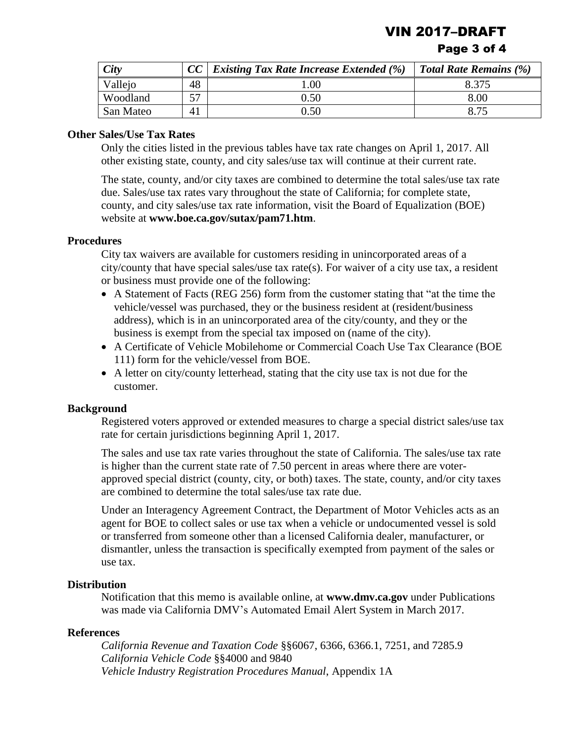| *City* | *CC* | *Existing Tax Rate Increase Extended (%)* | *Total Rate Remains (%)* |
|---|---|---|---|
| Vallejo | 48 | 1.00 | 8.375 |
| Woodland | 57 | 0.50 | 8.00 |
| San Mateo | 41 | 0.50 | 8.75 |

### Other Sales/Use Tax Rates

Only the cities listed in the previous tables have tax rate changes on April 1, 2017. All other existing state, county, and city sales/use tax will continue at their current rate.

The state, county, and/or city taxes are combined to determine the total sales/use tax rate due. Sales/use tax rates vary throughout the state of California; for complete state, county, and city sales/use tax rate information, visit the Board of Equalization (BOE) website at **www.boe.ca.gov/sutax/pam71.htm**.

### Procedures

City tax waivers are available for customers residing in unincorporated areas of a city/county that have special sales/use tax rate(s). For waiver of a city use tax, a resident or business must provide one of the following:

- A Statement of Facts (REG 256) form from the customer stating that "at the time the vehicle/vessel was purchased, they or the business resident at (resident/business address), which is in an unincorporated area of the city/county, and they or the business is exempt from the special tax imposed on (name of the city).
- A Certificate of Vehicle Mobilehome or Commercial Coach Use Tax Clearance (BOE 111) form for the vehicle/vessel from BOE.
- A letter on city/county letterhead, stating that the city use tax is not due for the customer.

### Background

Registered voters approved or extended measures to charge a special district sales/use tax rate for certain jurisdictions beginning April 1, 2017.

The sales and use tax rate varies throughout the state of California. The sales/use tax rate is higher than the current state rate of 7.50 percent in areas where there are voter-approved special district (county, city, or both) taxes. The state, county, and/or city taxes are combined to determine the total sales/use tax rate due.

Under an Interagency Agreement Contract, the Department of Motor Vehicles acts as an agent for BOE to collect sales or use tax when a vehicle or undocumented vessel is sold or transferred from someone other than a licensed California dealer, manufacturer, or dismantler, unless the transaction is specifically exempted from payment of the sales or use tax.

### Distribution

Notification that this memo is available online, at **www.dmv.ca.gov** under Publications was made via California DMV's Automated Email Alert System in March 2017.

### References

*California Revenue and Taxation Code* §§6067, 6366, 6366.1, 7251, and 7285.9
*California Vehicle Code* §§4000 and 9840
*Vehicle Industry Registration Procedures Manual*, Appendix 1A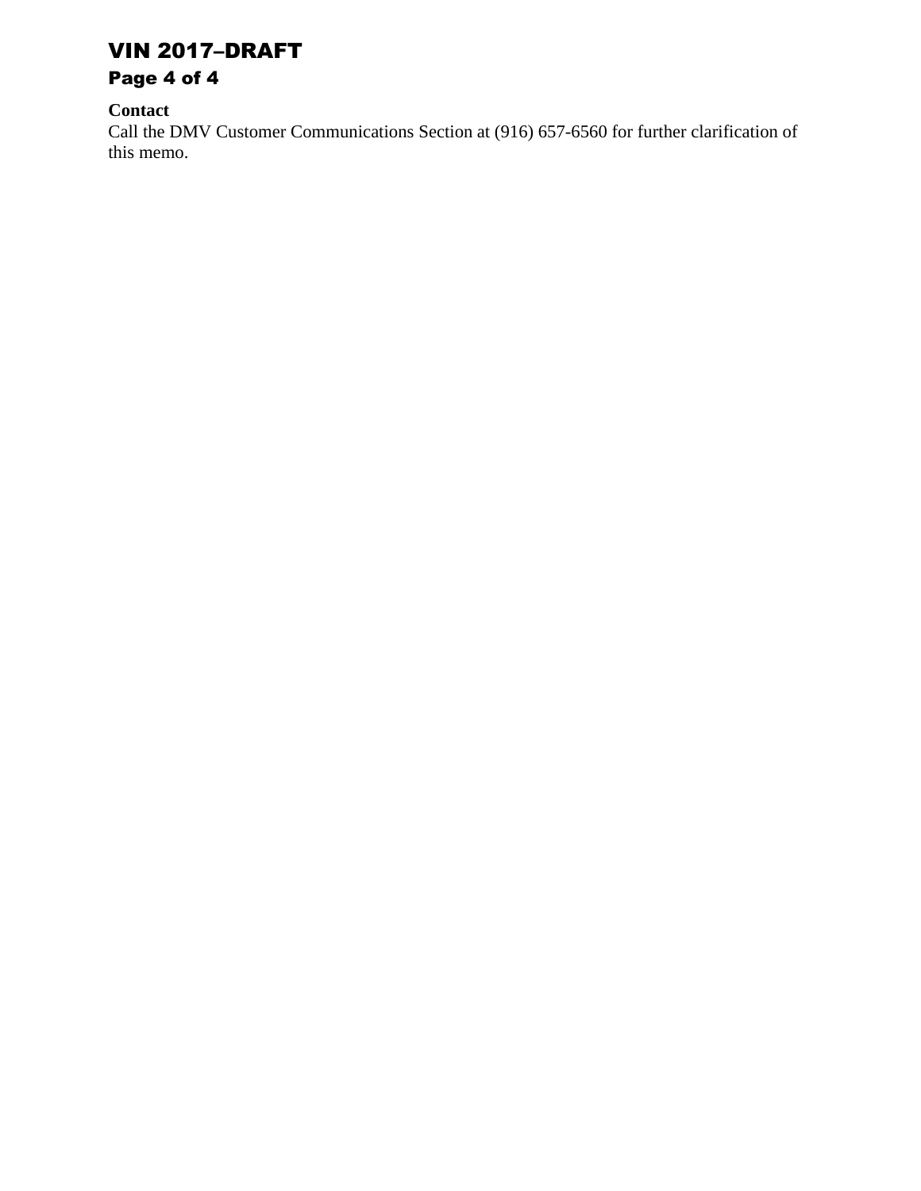**Contact**

Call the DMV Customer Communications Section at (916) 657-6560 for further clarification of this memo.